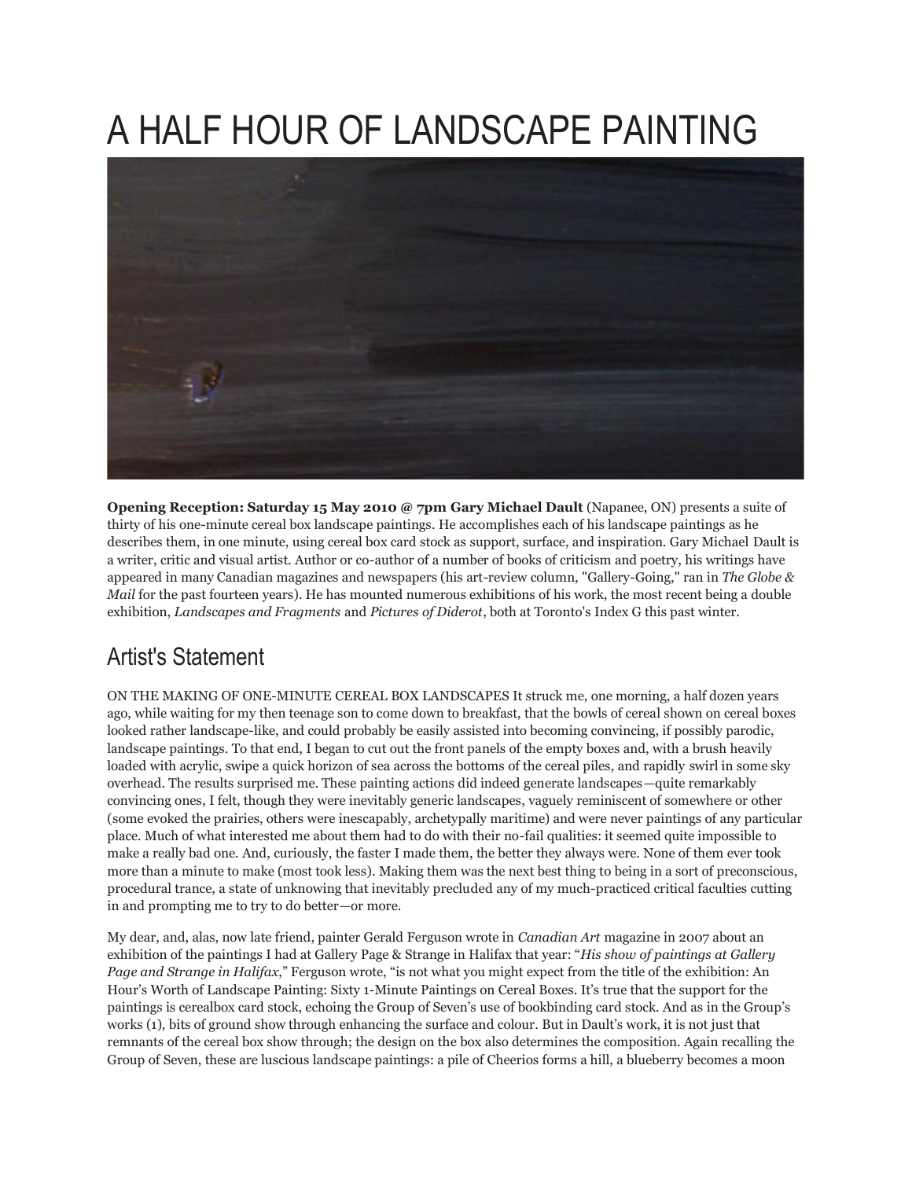# A HALF HOUR OF LANDSCAPE PAINTING

**Opening Reception: Saturday 15 May 2010 @ 7pm Gary Michael Dault** (Napanee, ON) presents a suite of thirty of his one-minute cereal box landscape paintings. He accomplishes each of his landscape paintings as he describes them, in one minute, using cereal box card stock as support, surface, and inspiration. Gary Michael Dault is a writer, critic and visual artist. Author or co-author of a number of books of criticism and poetry, his writings have appeared in many Canadian magazines and newspapers (his art-review column, "Gallery-Going," ran in *The Globe & Mail* for the past fourteen years). He has mounted numerous exhibitions of his work, the most recent being a double exhibition, *Landscapes and Fragments* and *Pictures of Diderot*, both at Toronto's Index G this past winter.

## Artist's Statement

ON THE MAKING OF ONE-MINUTE CEREAL BOX LANDSCAPES It struck me, one morning, a half dozen years ago, while waiting for my then teenage son to come down to breakfast, that the bowls of cereal shown on cereal boxes looked rather landscape-like, and could probably be easily assisted into becoming convincing, if possibly parodic, landscape paintings. To that end, I began to cut out the front panels of the empty boxes and, with a brush heavily loaded with acrylic, swipe a quick horizon of sea across the bottoms of the cereal piles, and rapidly swirl in some sky overhead. The results surprised me. These painting actions did indeed generate landscapes—quite remarkably convincing ones, I felt, though they were inevitably generic landscapes, vaguely reminiscent of somewhere or other (some evoked the prairies, others were inescapably, archetypally maritime) and were never paintings of any particular place. Much of what interested me about them had to do with their no-fail qualities: it seemed quite impossible to make a really bad one. And, curiously, the faster I made them, the better they always were. None of them ever took more than a minute to make (most took less). Making them was the next best thing to being in a sort of preconscious, procedural trance, a state of unknowing that inevitably precluded any of my much-practiced critical faculties cutting in and prompting me to try to do better—or more.

My dear, and, alas, now late friend, painter Gerald Ferguson wrote in *Canadian Art* magazine in 2007 about an exhibition of the paintings I had at Gallery Page & Strange in Halifax that year: "*His show of paintings at Gallery Page and Strange in Halifax*," Ferguson wrote, "is not what you might expect from the title of the exhibition: An Hour's Worth of Landscape Painting: Sixty 1-Minute Paintings on Cereal Boxes. It's true that the support for the paintings is cerealbox card stock, echoing the Group of Seven's use of bookbinding card stock. And as in the Group's works (1), bits of ground show through enhancing the surface and colour. But in Dault's work, it is not just that remnants of the cereal box show through; the design on the box also determines the composition. Again recalling the Group of Seven, these are luscious landscape paintings: a pile of Cheerios forms a hill, a blueberry becomes a moon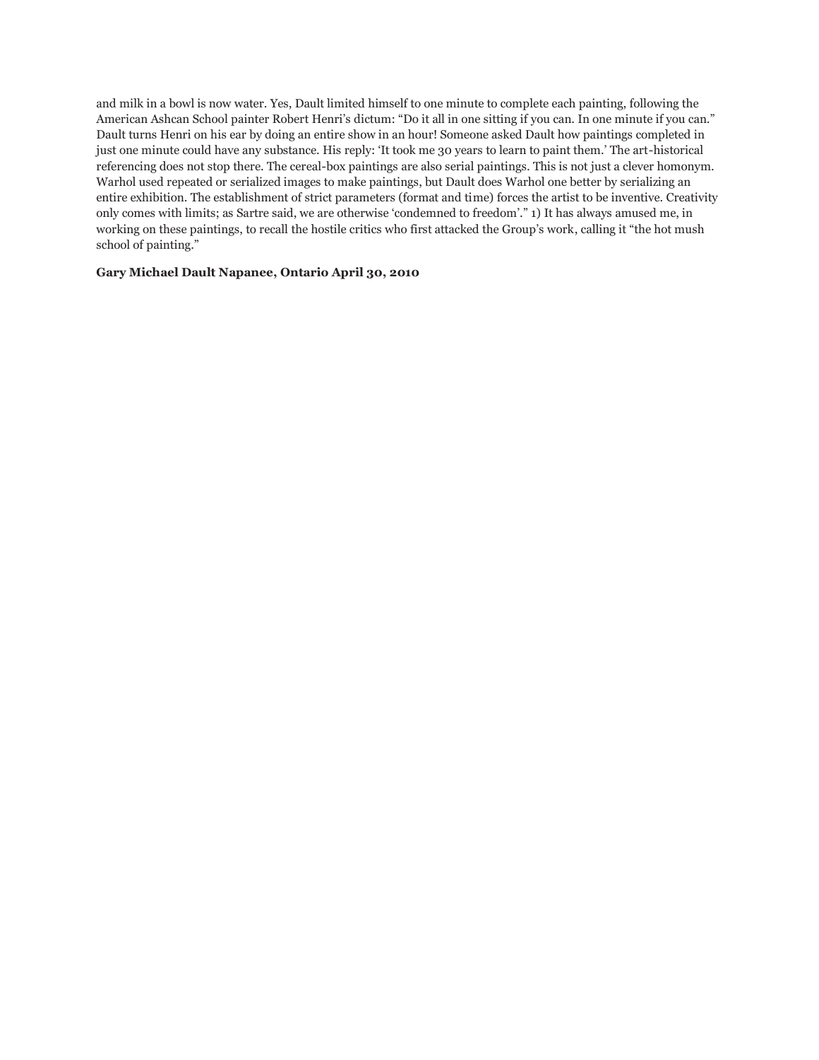and milk in a bowl is now water. Yes, Dault limited himself to one minute to complete each painting, following the American Ashcan School painter Robert Henri's dictum: "Do it all in one sitting if you can. In one minute if you can." Dault turns Henri on his ear by doing an entire show in an hour! Someone asked Dault how paintings completed in just one minute could have any substance. His reply: 'It took me 30 years to learn to paint them.' The art-historical referencing does not stop there. The cereal-box paintings are also serial paintings. This is not just a clever homonym. Warhol used repeated or serialized images to make paintings, but Dault does Warhol one better by serializing an entire exhibition. The establishment of strict parameters (format and time) forces the artist to be inventive. Creativity only comes with limits; as Sartre said, we are otherwise 'condemned to freedom'." 1) It has always amused me, in working on these paintings, to recall the hostile critics who first attacked the Group's work, calling it "the hot mush school of painting."

**Gary Michael Dault Napanee, Ontario April 30, 2010**